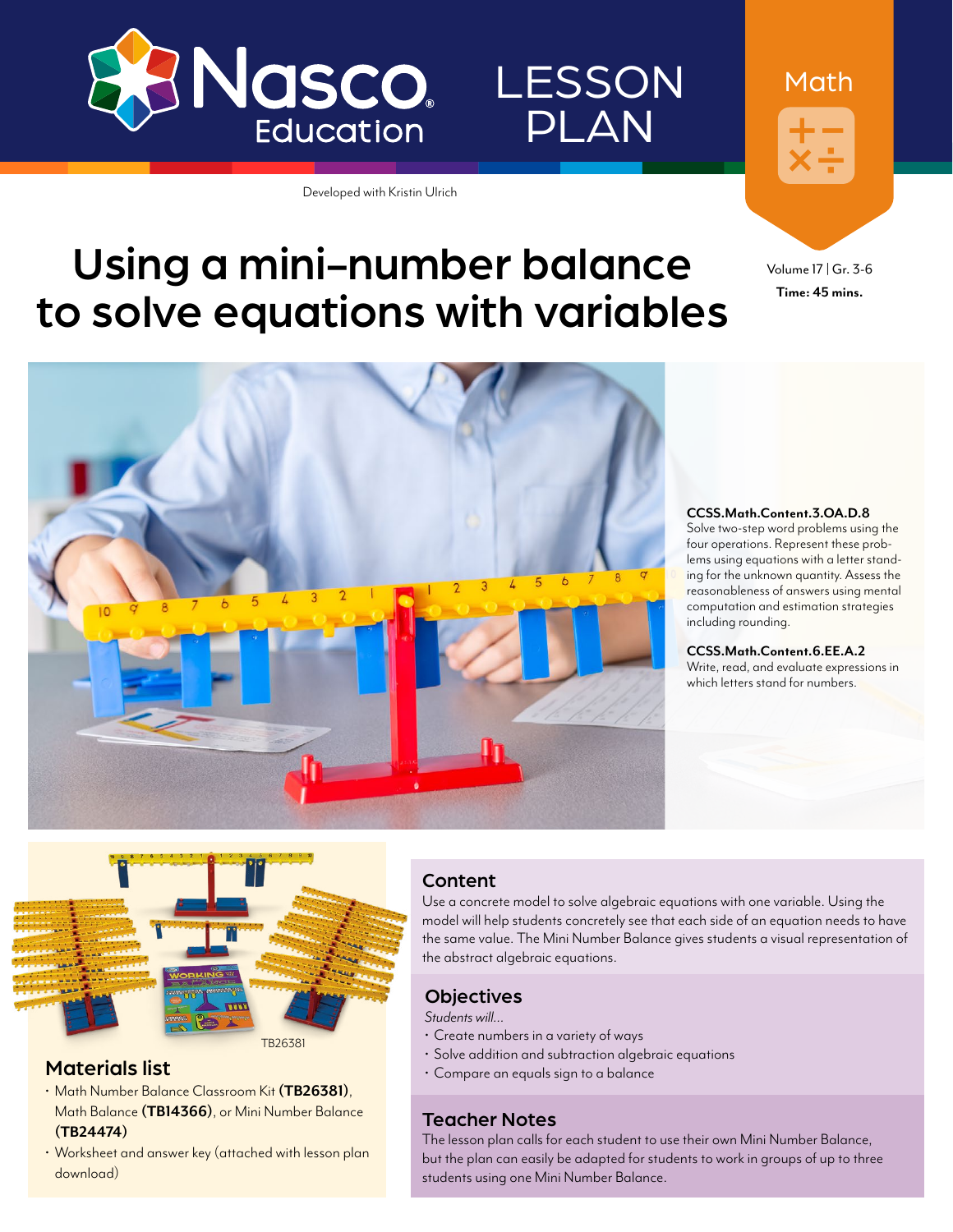Nasco Education

LESSON PLAN

Math

Developed with Kristin Ulrich

# Using a mini-number balance to solve equations with variables

Volume 17 | Gr. 3-6

**Time: 45 mins.**

**CCSS.Math.Content.3.OA.D.8**
Solve two-step word problems using the four operations. Represent these problems using equations with a letter standing for the unknown quantity. Assess the reasonableness of answers using mental computation and estimation strategies including rounding.

**CCSS.Math.Content.6.EE.A.2**
Write, read, and evaluate expressions in which letters stand for numbers.

TB26381

## Materials list

- Math Number Balance Classroom Kit **(TB26381)**, Math Balance **(TB14366)**, or Mini Number Balance **(TB24474)**
- Worksheet and answer key (attached with lesson plan download)

## Content

Use a concrete model to solve algebraic equations with one variable. Using the model will help students concretely see that each side of an equation needs to have the same value. The Mini Number Balance gives students a visual representation of the abstract algebraic equations.

## Objectives

*Students will…*

- Create numbers in a variety of ways
- Solve addition and subtraction algebraic equations
- Compare an equals sign to a balance

## Teacher Notes

The lesson plan calls for each student to use their own Mini Number Balance, but the plan can easily be adapted for students to work in groups of up to three students using one Mini Number Balance.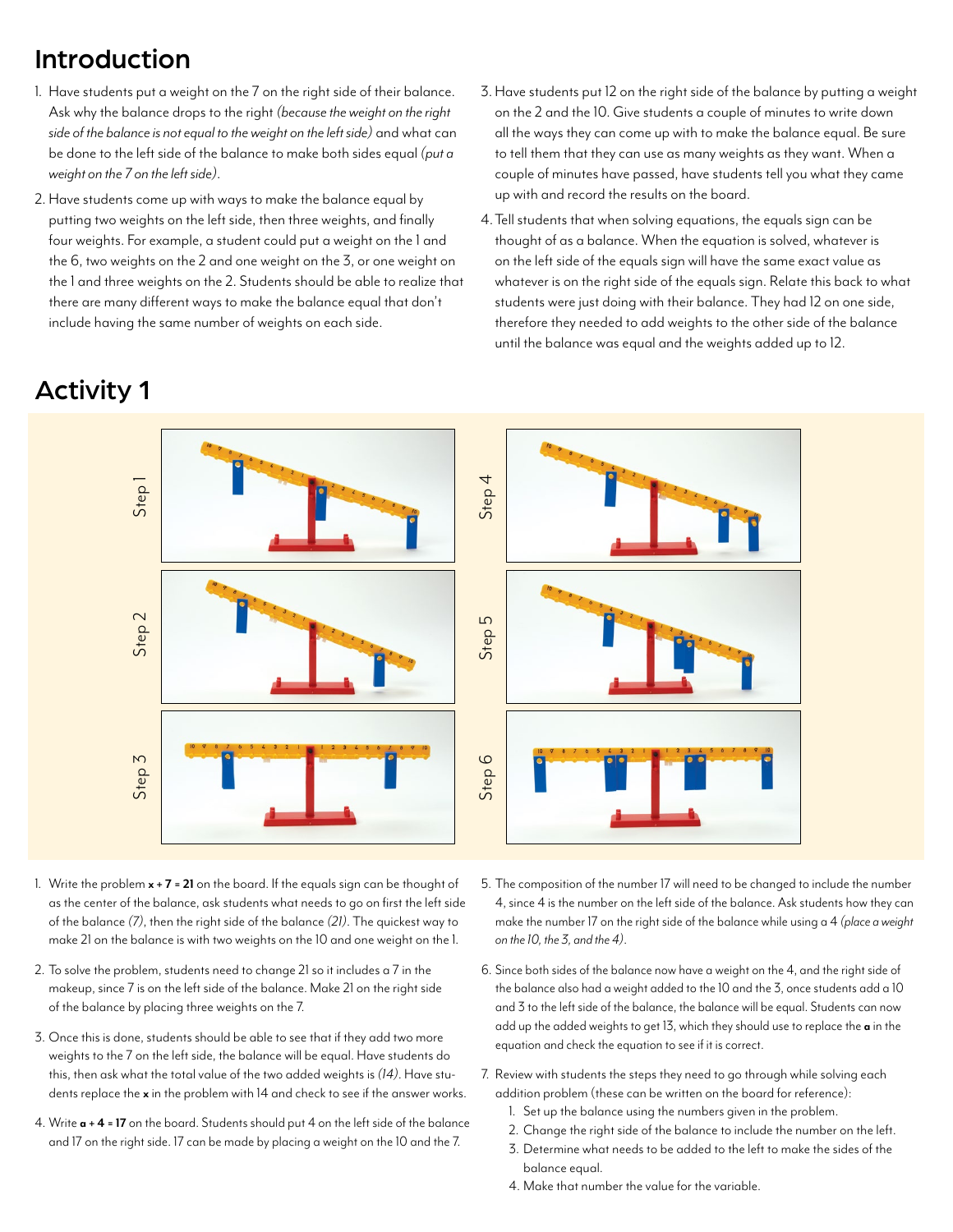## Introduction

1. Have students put a weight on the 7 on the right side of their balance. Ask why the balance drops to the right *(because the weight on the right side of the balance is not equal to the weight on the left side)* and what can be done to the left side of the balance to make both sides equal *(put a weight on the 7 on the left side)*.
2. Have students come up with ways to make the balance equal by putting two weights on the left side, then three weights, and finally four weights. For example, a student could put a weight on the 1 and the 6, two weights on the 2 and one weight on the 3, or one weight on the 1 and three weights on the 2. Students should be able to realize that there are many different ways to make the balance equal that don't include having the same number of weights on each side.
3. Have students put 12 on the right side of the balance by putting a weight on the 2 and the 10. Give students a couple of minutes to write down all the ways they can come up with to make the balance equal. Be sure to tell them that they can use as many weights as they want. When a couple of minutes have passed, have students tell you what they came up with and record the results on the board.
4. Tell students that when solving equations, the equals sign can be thought of as a balance. When the equation is solved, whatever is on the left side of the equals sign will have the same exact value as whatever is on the right side of the equals sign. Relate this back to what students were just doing with their balance. They had 12 on one side, therefore they needed to add weights to the other side of the balance until the balance was equal and the weights added up to 12.

## Activity 1

Step 1

Step 2

Step 3

Step 4

Step 5

Step 6

1. Write the problem **$x + 7 = 21$** on the board. If the equals sign can be thought of as the center of the balance, ask students what needs to go on first the left side of the balance *(7)*, then the right side of the balance *(21)*. The quickest way to make 21 on the balance is with two weights on the 10 and one weight on the 1.
2. To solve the problem, students need to change 21 so it includes a 7 in the makeup, since 7 is on the left side of the balance. Make 21 on the right side of the balance by placing three weights on the 7.
3. Once this is done, students should be able to see that if they add two more weights to the 7 on the left side, the balance will be equal. Have students do this, then ask what the total value of the two added weights is *(14)*. Have students replace the **x** in the problem with 14 and check to see if the answer works.
4. Write **$a + 4 = 17$** on the board. Students should put 4 on the left side of the balance and 17 on the right side. 17 can be made by placing a weight on the 10 and the 7.
5. The composition of the number 17 will need to be changed to include the number 4, since 4 is the number on the left side of the balance. Ask students how they can make the number 17 on the right side of the balance while using a 4 *(place a weight on the 10, the 3, and the 4)*.
6. Since both sides of the balance now have a weight on the 4, and the right side of the balance also had a weight added to the 10 and the 3, once students add a 10 and 3 to the left side of the balance, the balance will be equal. Students can now add up the added weights to get 13, which they should use to replace the **a** in the equation and check the equation to see if it is correct.
7. Review with students the steps they need to go through while solving each addition problem (these can be written on the board for reference):
   1. Set up the balance using the numbers given in the problem.
   2. Change the right side of the balance to include the number on the left.
   3. Determine what needs to be added to the left to make the sides of the balance equal.
   4. Make that number the value for the variable.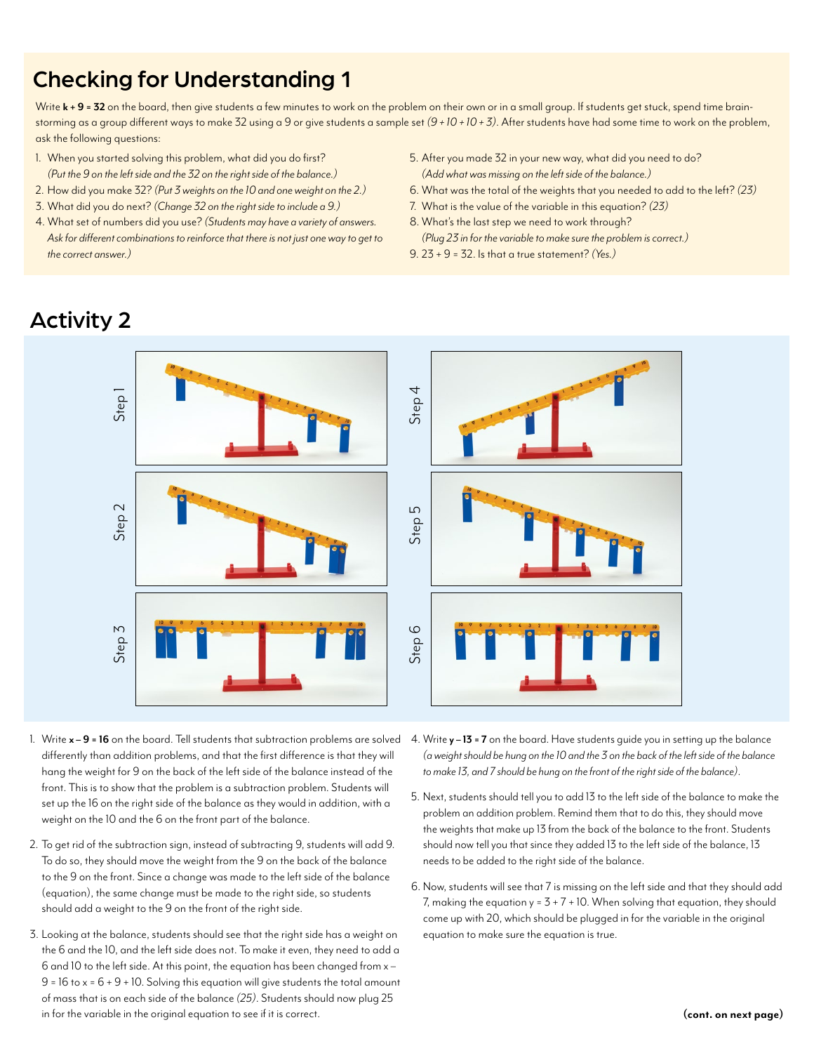## Checking for Understanding 1

Write **k + 9 = 32** on the board, then give students a few minutes to work on the problem on their own or in a small group. If students get stuck, spend time brainstorming as a group different ways to make 32 using a 9 or give students a sample set *(9 + 10 + 10 + 3)*. After students have had some time to work on the problem, ask the following questions:

1. When you started solving this problem, what did you do first? *(Put the 9 on the left side and the 32 on the right side of the balance.)*
2. How did you make 32? *(Put 3 weights on the 10 and one weight on the 2.)*
3. What did you do next? *(Change 32 on the right side to include a 9.)*
4. What set of numbers did you use? *(Students may have a variety of answers. Ask for different combinations to reinforce that there is not just one way to get to the correct answer.)*
5. After you made 32 in your new way, what did you need to do? *(Add what was missing on the left side of the balance.)*
6. What was the total of the weights that you needed to add to the left? *(23)*
7. What is the value of the variable in this equation? *(23)*
8. What's the last step we need to work through? *(Plug 23 in for the variable to make sure the problem is correct.)*
9. 23 + 9 = 32. Is that a true statement? *(Yes.)*

## Activity 2

Step 1

Step 2

Step 3

Step 4

Step 5

Step 6

1. Write **x – 9 = 16** on the board. Tell students that subtraction problems are solved differently than addition problems, and that the first difference is that they will hang the weight for 9 on the back of the left side of the balance instead of the front. This is to show that the problem is a subtraction problem. Students will set up the 16 on the right side of the balance as they would in addition, with a weight on the 10 and the 6 on the front part of the balance.

2. To get rid of the subtraction sign, instead of subtracting 9, students will add 9. To do so, they should move the weight from the 9 on the back of the balance to the 9 on the front. Since a change was made to the left side of the balance (equation), the same change must be made to the right side, so students should add a weight to the 9 on the front of the right side.

3. Looking at the balance, students should see that the right side has a weight on the 6 and the 10, and the left side does not. To make it even, they need to add a 6 and 10 to the left side. At this point, the equation has been changed from x – 9 = 16 to x = 6 + 9 + 10. Solving this equation will give students the total amount of mass that is on each side of the balance *(25)*. Students should now plug 25 in for the variable in the original equation to see if it is correct.

4. Write **y – 13 = 7** on the board. Have students guide you in setting up the balance *(a weight should be hung on the 10 and the 3 on the back of the left side of the balance to make 13, and 7 should be hung on the front of the right side of the balance)*.

5. Next, students should tell you to add 13 to the left side of the balance to make the problem an addition problem. Remind them that to do this, they should move the weights that make up 13 from the back of the balance to the front. Students should now tell you that since they added 13 to the left side of the balance, 13 needs to be added to the right side of the balance.

6. Now, students will see that 7 is missing on the left side and that they should add 7, making the equation y = 3 + 7 + 10. When solving that equation, they should come up with 20, which should be plugged in for the variable in the original equation to make sure the equation is true.

**(cont. on next page)**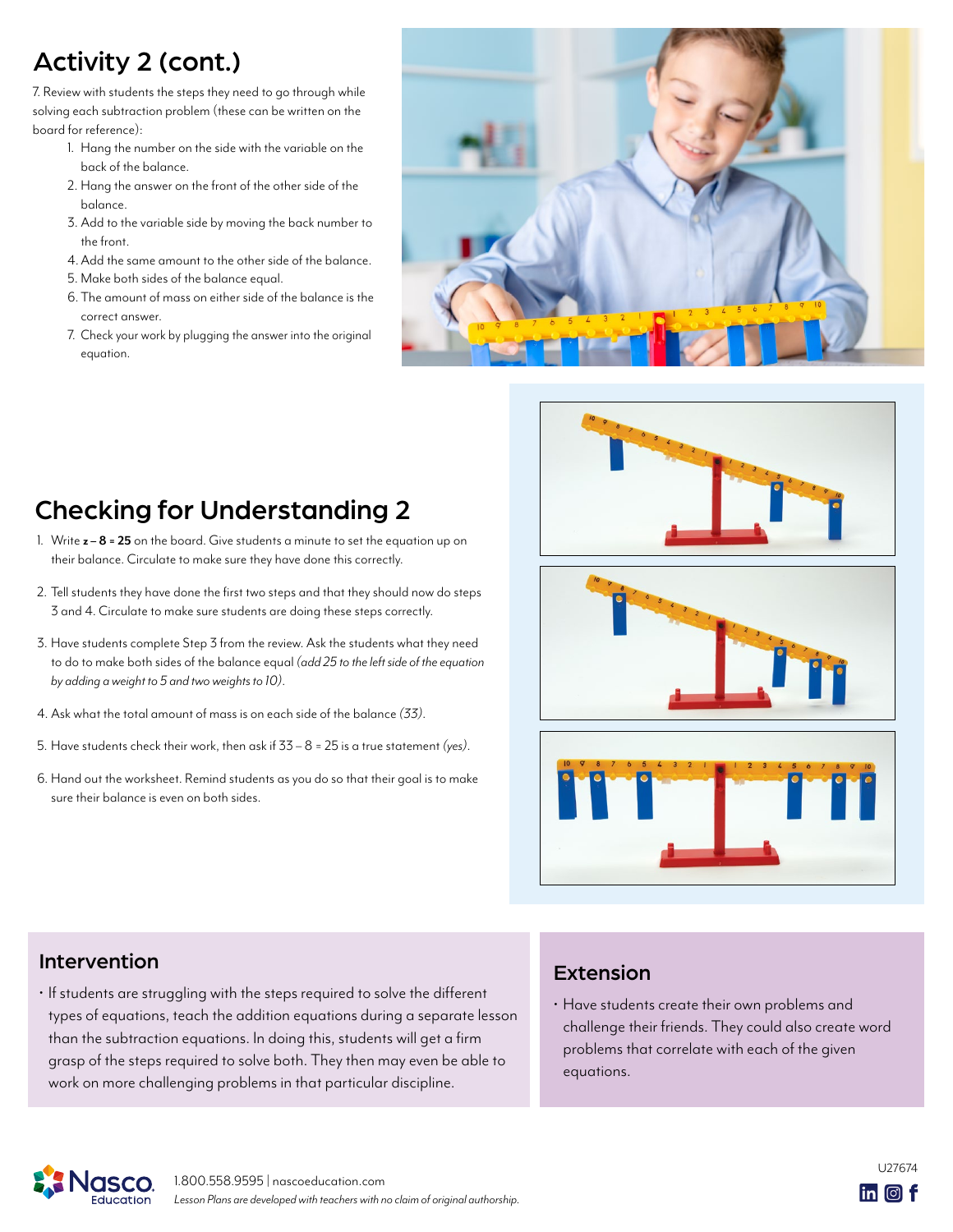## Activity 2 (cont.)

7. Review with students the steps they need to go through while solving each subtraction problem (these can be written on the board for reference):
   1. Hang the number on the side with the variable on the back of the balance.
   2. Hang the answer on the front of the other side of the balance.
   3. Add to the variable side by moving the back number to the front.
   4. Add the same amount to the other side of the balance.
   5. Make both sides of the balance equal.
   6. The amount of mass on either side of the balance is the correct answer.
   7. Check your work by plugging the answer into the original equation.

## Checking for Understanding 2

1. Write **z – 8 = 25** on the board. Give students a minute to set the equation up on their balance. Circulate to make sure they have done this correctly.
2. Tell students they have done the first two steps and that they should now do steps 3 and 4. Circulate to make sure students are doing these steps correctly.
3. Have students complete Step 3 from the review. Ask the students what they need to do to make both sides of the balance equal *(add 25 to the left side of the equation by adding a weight to 5 and two weights to 10)*.
4. Ask what the total amount of mass is on each side of the balance *(33)*.
5. Have students check their work, then ask if 33 – 8 = 25 is a true statement *(yes)*.
6. Hand out the worksheet. Remind students as you do so that their goal is to make sure their balance is even on both sides.

### Intervention

- If students are struggling with the steps required to solve the different types of equations, teach the addition equations during a separate lesson than the subtraction equations. In doing this, students will get a firm grasp of the steps required to solve both. They then may even be able to work on more challenging problems in that particular discipline.

### Extension

- Have students create their own problems and challenge their friends. They could also create word problems that correlate with each of the given equations.

1.800.558.9595 | nascoeducation.com

*Lesson Plans are developed with teachers with no claim of original authorship.*

U27674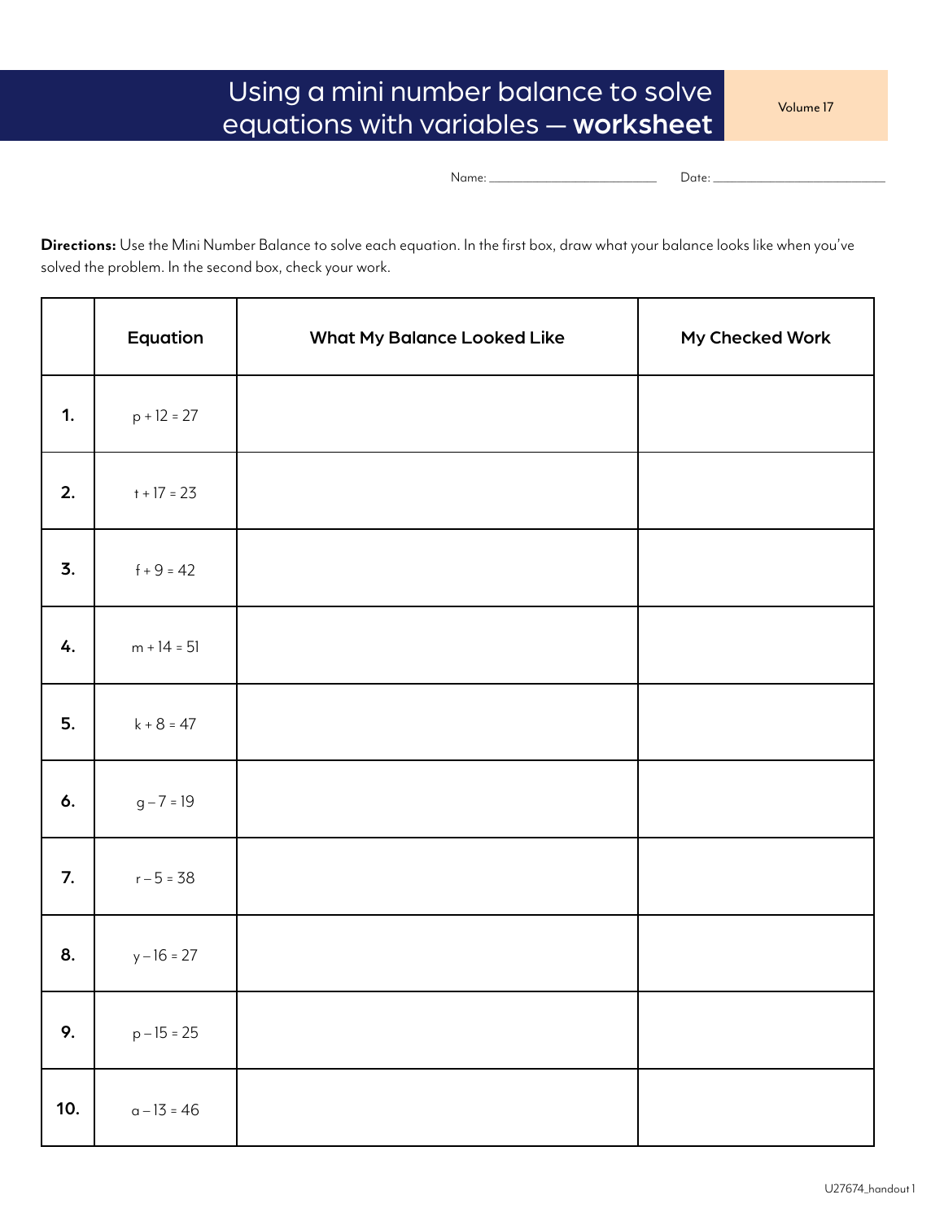# Using a mini number balance to solve equations with variables — **worksheet**

Volume 17

Name: ______________________ Date: ______________________

**Directions:** Use the Mini Number Balance to solve each equation. In the first box, draw what your balance looks like when you've solved the problem. In the second box, check your work.

| | Equation | What My Balance Looked Like | My Checked Work |
|---|---|---|---|
| **1.** | $p + 12 = 27$ | | |
| **2.** | $t + 17 = 23$ | | |
| **3.** | $f + 9 = 42$ | | |
| **4.** | $m + 14 = 51$ | | |
| **5.** | $k + 8 = 47$ | | |
| **6.** | $g - 7 = 19$ | | |
| **7.** | $r - 5 = 38$ | | |
| **8.** | $y - 16 = 27$ | | |
| **9.** | $p - 15 = 25$ | | |
| **10.** | $a - 13 = 46$ | | |

U27674_handout 1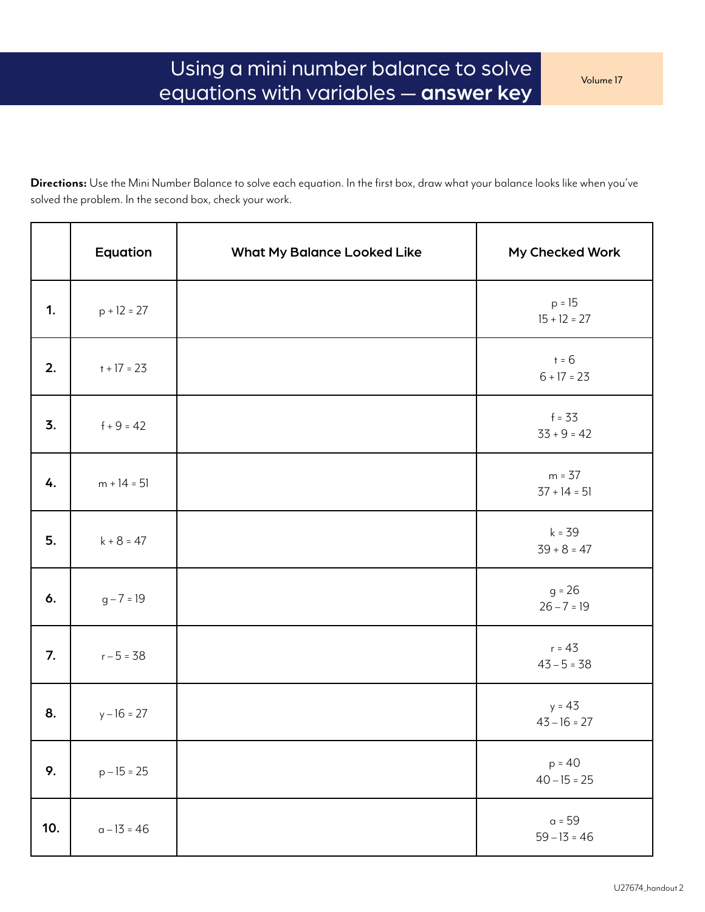# Using a mini number balance to solve equations with variables — **answer key**

Volume 17

**Directions:** Use the Mini Number Balance to solve each equation. In the first box, draw what your balance looks like when you've solved the problem. In the second box, check your work.

| | Equation | What My Balance Looked Like | My Checked Work |
|---|---|---|---|
| **1.** | $p + 12 = 27$ | | $p = 15$<br>$15 + 12 = 27$ |
| **2.** | $t + 17 = 23$ | | $t = 6$<br>$6 + 17 = 23$ |
| **3.** | $f + 9 = 42$ | | $f = 33$<br>$33 + 9 = 42$ |
| **4.** | $m + 14 = 51$ | | $m = 37$<br>$37 + 14 = 51$ |
| **5.** | $k + 8 = 47$ | | $k = 39$<br>$39 + 8 = 47$ |
| **6.** | $g - 7 = 19$ | | $g = 26$<br>$26 - 7 = 19$ |
| **7.** | $r - 5 = 38$ | | $r = 43$<br>$43 - 5 = 38$ |
| **8.** | $y - 16 = 27$ | | $y = 43$<br>$43 - 16 = 27$ |
| **9.** | $p - 15 = 25$ | | $p = 40$<br>$40 - 15 = 25$ |
| **10.** | $a - 13 = 46$ | | $a = 59$<br>$59 - 13 = 46$ |

U27674_handout 2